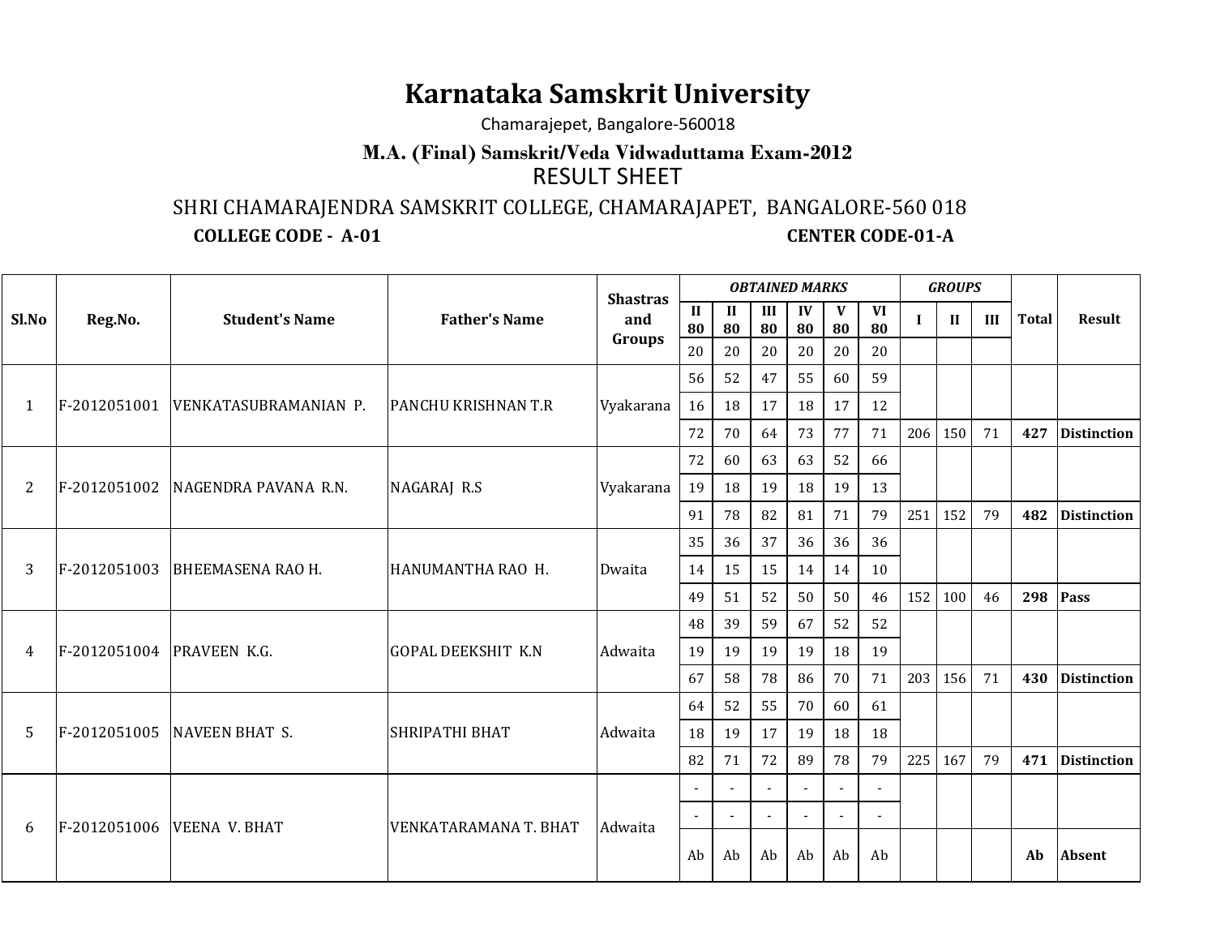# Karnataka Samskrit University

Chamarajepet, Bangalore-560018

## M.A. (Final) Samskrit/Veda Vidwaduttama Exam-2012

RESULT SHEET

SHRI CHAMARAJENDRA SAMSKRIT COLLEGE, CHAMARAJAPET, BANGALORE-560 018

**COLLEGE CODE - A-01** **CENTER CODE-01-A**

| Sl.No | Reg.No. | Student's Name | Father's Name | Shastras and Groups | *OBTAINED MARKS* | | | | | | *GROUPS* | | | Total | Result |
|---|---|---|---|---|---|---|---|---|---|---|---|---|---|---|---|
| | | | | | II 80 | II 80 | III 80 | IV 80 | V 80 | VI 80 | I | II | III | | |
| | | | | | 20 | 20 | 20 | 20 | 20 | 20 | | | | | |
| 1 | F-2012051001 | VENKATASUBRAMANIAN P. | PANCHU KRISHNAN T.R | Vyakarana | 56 | 52 | 47 | 55 | 60 | 59 | | | | | |
| | | | | | 16 | 18 | 17 | 18 | 17 | 12 | | | | | |
| | | | | | 72 | 70 | 64 | 73 | 77 | 71 | 206 | 150 | 71 | **427** | **Distinction** |
| 2 | F-2012051002 | NAGENDRA PAVANA R.N. | NAGARAJ R.S | Vyakarana | 72 | 60 | 63 | 63 | 52 | 66 | | | | | |
| | | | | | 19 | 18 | 19 | 18 | 19 | 13 | | | | | |
| | | | | | 91 | 78 | 82 | 81 | 71 | 79 | 251 | 152 | 79 | **482** | **Distinction** |
| 3 | F-2012051003 | BHEEMASENA RAO H. | HANUMANTHA RAO H. | Dwaita | 35 | 36 | 37 | 36 | 36 | 36 | | | | | |
| | | | | | 14 | 15 | 15 | 14 | 14 | 10 | | | | | |
| | | | | | 49 | 51 | 52 | 50 | 50 | 46 | 152 | 100 | 46 | **298** | **Pass** |
| 4 | F-2012051004 | PRAVEEN K.G. | GOPAL DEEKSHIT K.N | Adwaita | 48 | 39 | 59 | 67 | 52 | 52 | | | | | |
| | | | | | 19 | 19 | 19 | 19 | 18 | 19 | | | | | |
| | | | | | 67 | 58 | 78 | 86 | 70 | 71 | 203 | 156 | 71 | **430** | **Distinction** |
| 5 | F-2012051005 | NAVEEN BHAT S. | SHRIPATHI BHAT | Adwaita | 64 | 52 | 55 | 70 | 60 | 61 | | | | | |
| | | | | | 18 | 19 | 17 | 19 | 18 | 18 | | | | | |
| | | | | | 82 | 71 | 72 | 89 | 78 | 79 | 225 | 167 | 79 | **471** | **Distinction** |
| 6 | F-2012051006 | VEENA V. BHAT | VENKATARAMANA T. BHAT | Adwaita | - | - | - | - | - | - | | | | | |
| | | | | | - | - | - | - | - | - | | | | | |
| | | | | | Ab | Ab | Ab | Ab | Ab | Ab | | | | **Ab** | **Absent** |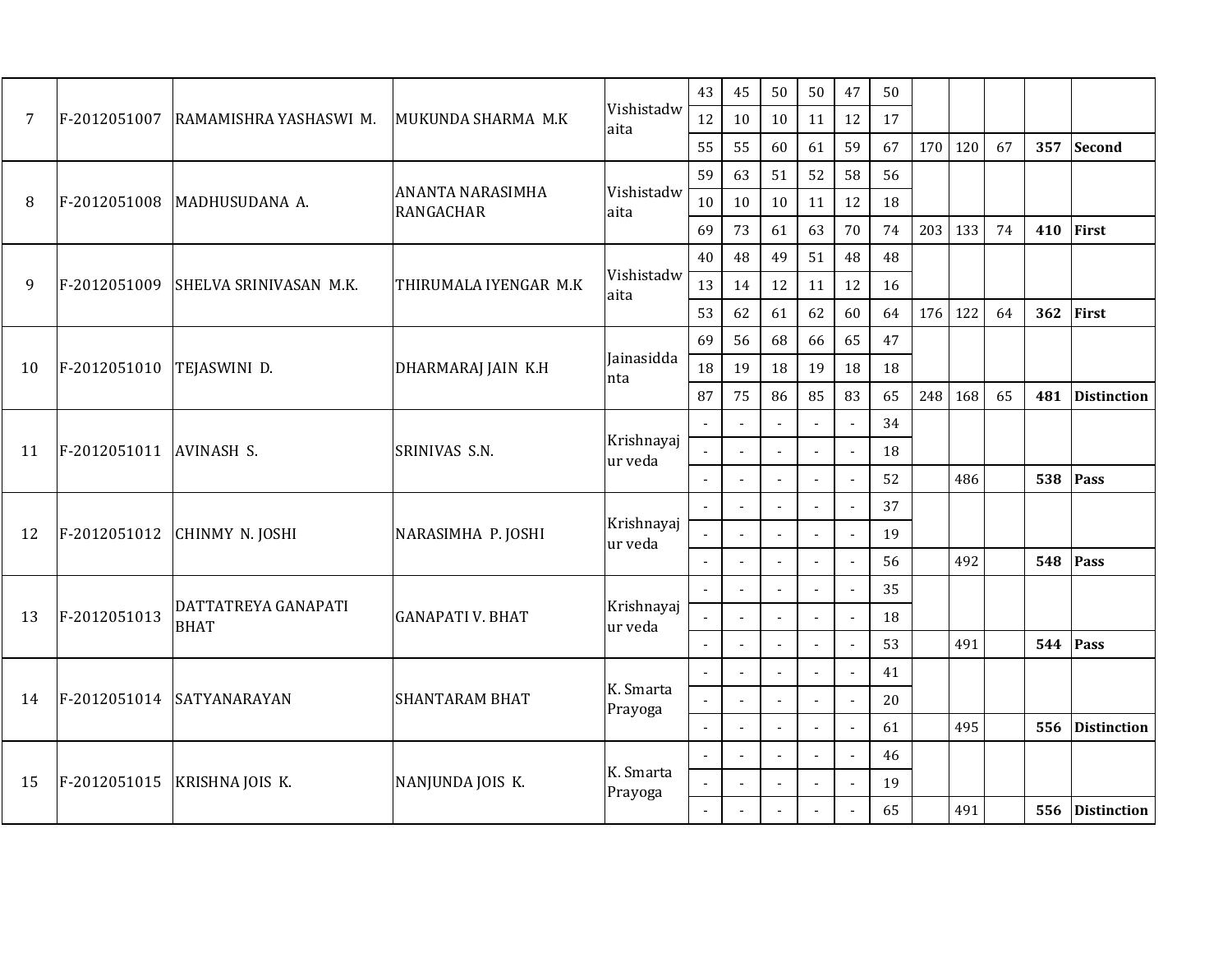| | | | | | | | | | | | | | | | |
|---|---|---|---|---|---|---|---|---|---|---|---|---|---|---|---|
| 7 | F-2012051007 | RAMAMISHRA YASHASWI M. | MUKUNDA SHARMA M.K | Vishistadwaita | 43 | 45 | 50 | 50 | 47 | 50 | | | | | |
| | | | | | 12 | 10 | 10 | 11 | 12 | 17 | | | | | |
| | | | | | 55 | 55 | 60 | 61 | 59 | 67 | 170 | 120 | 67 | **357** | **Second** |
| 8 | F-2012051008 | MADHUSUDANA A. | ANANTA NARASIMHA RANGACHAR | Vishistadwaita | 59 | 63 | 51 | 52 | 58 | 56 | | | | | |
| | | | | | 10 | 10 | 10 | 11 | 12 | 18 | | | | | |
| | | | | | 69 | 73 | 61 | 63 | 70 | 74 | 203 | 133 | 74 | **410** | **First** |
| 9 | F-2012051009 | SHELVA SRINIVASAN M.K. | THIRUMALA IYENGAR M.K | Vishistadwaita | 40 | 48 | 49 | 51 | 48 | 48 | | | | | |
| | | | | | 13 | 14 | 12 | 11 | 12 | 16 | | | | | |
| | | | | | 53 | 62 | 61 | 62 | 60 | 64 | 176 | 122 | 64 | **362** | **First** |
| 10 | F-2012051010 | TEJASWINI D. | DHARMARAJ JAIN K.H | Jainasiddanta | 69 | 56 | 68 | 66 | 65 | 47 | | | | | |
| | | | | | 18 | 19 | 18 | 19 | 18 | 18 | | | | | |
| | | | | | 87 | 75 | 86 | 85 | 83 | 65 | 248 | 168 | 65 | **481** | **Distinction** |
| 11 | F-2012051011 | AVINASH S. | SRINIVAS S.N. | Krishnayajur veda | - | - | - | - | - | 34 | | | | | |
| | | | | | - | - | - | - | - | 18 | | | | | |
| | | | | | - | - | - | - | - | 52 | | 486 | | **538** | **Pass** |
| 12 | F-2012051012 | CHINMY N. JOSHI | NARASIMHA P. JOSHI | Krishnayajur veda | - | - | - | - | - | 37 | | | | | |
| | | | | | - | - | - | - | - | 19 | | | | | |
| | | | | | - | - | - | - | - | 56 | | 492 | | **548** | **Pass** |
| 13 | F-2012051013 | DATTATREYA GANAPATI BHAT | GANAPATI V. BHAT | Krishnayajur veda | - | - | - | - | - | 35 | | | | | |
| | | | | | - | - | - | - | - | 18 | | | | | |
| | | | | | - | - | - | - | - | 53 | | 491 | | **544** | **Pass** |
| 14 | F-2012051014 | SATYANARAYAN | SHANTARAM BHAT | K. Smarta Prayoga | - | - | - | - | - | 41 | | | | | |
| | | | | | - | - | - | - | - | 20 | | | | | |
| | | | | | - | - | - | - | - | 61 | | 495 | | **556** | **Distinction** |
| 15 | F-2012051015 | KRISHNA JOIS K. | NANJUNDA JOIS K. | K. Smarta Prayoga | - | - | - | - | - | 46 | | | | | |
| | | | | | - | - | - | - | - | 19 | | | | | |
| | | | | | - | - | - | - | - | 65 | | 491 | | **556** | **Distinction** |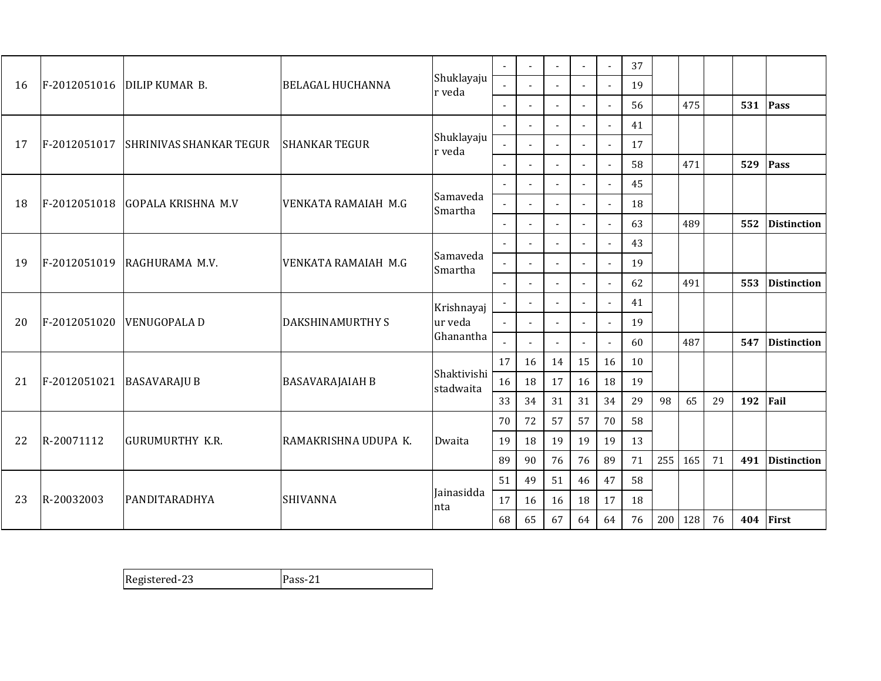| | | | | | | | | | | | | | | | | |
|---|---|---|---|---|---|---|---|---|---|---|---|---|---|---|---|---|
| 16 | F-2012051016 | DILIP KUMAR B. | BELAGAL HUCHANNA | Shuklayajur veda | - | - | - | - | - | 37 | | | | | |
| | | | | | - | - | - | - | - | 19 | | | | | |
| | | | | | - | - | - | - | - | 56 | | 475 | | **531** | **Pass** |
| 17 | F-2012051017 | SHRINIVAS SHANKAR TEGUR | SHANKAR TEGUR | Shuklayajur veda | - | - | - | - | - | 41 | | | | | |
| | | | | | - | - | - | - | - | 17 | | | | | |
| | | | | | - | - | - | - | - | 58 | | 471 | | **529** | **Pass** |
| 18 | F-2012051018 | GOPALA KRISHNA M.V | VENKATA RAMAIAH M.G | Samaveda Smartha | - | - | - | - | - | 45 | | | | | |
| | | | | | - | - | - | - | - | 18 | | | | | |
| | | | | | - | - | - | - | - | 63 | | 489 | | **552** | **Distinction** |
| 19 | F-2012051019 | RAGHURAMA M.V. | VENKATA RAMAIAH M.G | Samaveda Smartha | - | - | - | - | - | 43 | | | | | |
| | | | | | - | - | - | - | - | 19 | | | | | |
| | | | | | - | - | - | - | - | 62 | | 491 | | **553** | **Distinction** |
| 20 | F-2012051020 | VENUGOPALA D | DAKSHINAMURTHY S | Krishnayajur veda Ghanantha | - | - | - | - | - | 41 | | | | | |
| | | | | | - | - | - | - | - | 19 | | | | | |
| | | | | | - | - | - | - | - | 60 | | 487 | | **547** | **Distinction** |
| 21 | F-2012051021 | BASAVARAJU B | BASAVARAJAIAH B | Shaktivishistadwaita | 17 | 16 | 14 | 15 | 16 | 10 | | | | | |
| | | | | | 16 | 18 | 17 | 16 | 18 | 19 | | | | | |
| | | | | | 33 | 34 | 31 | 31 | 34 | 29 | 98 | 65 | 29 | **192** | **Fail** |
| 22 | R-20071112 | GURUMURTHY K.R. | RAMAKRISHNA UDUPA K. | Dwaita | 70 | 72 | 57 | 57 | 70 | 58 | | | | | |
| | | | | | 19 | 18 | 19 | 19 | 19 | 13 | | | | | |
| | | | | | 89 | 90 | 76 | 76 | 89 | 71 | 255 | 165 | 71 | **491** | **Distinction** |
| 23 | R-20032003 | PANDITARADHYA | SHIVANNA | Jainasiddanta | 51 | 49 | 51 | 46 | 47 | 58 | | | | | |
| | | | | | 17 | 16 | 16 | 18 | 17 | 18 | | | | | |
| | | | | | 68 | 65 | 67 | 64 | 64 | 76 | 200 | 128 | 76 | **404** | **First** |

| | |
|---|---|
| Registered-23 | Pass-21 |